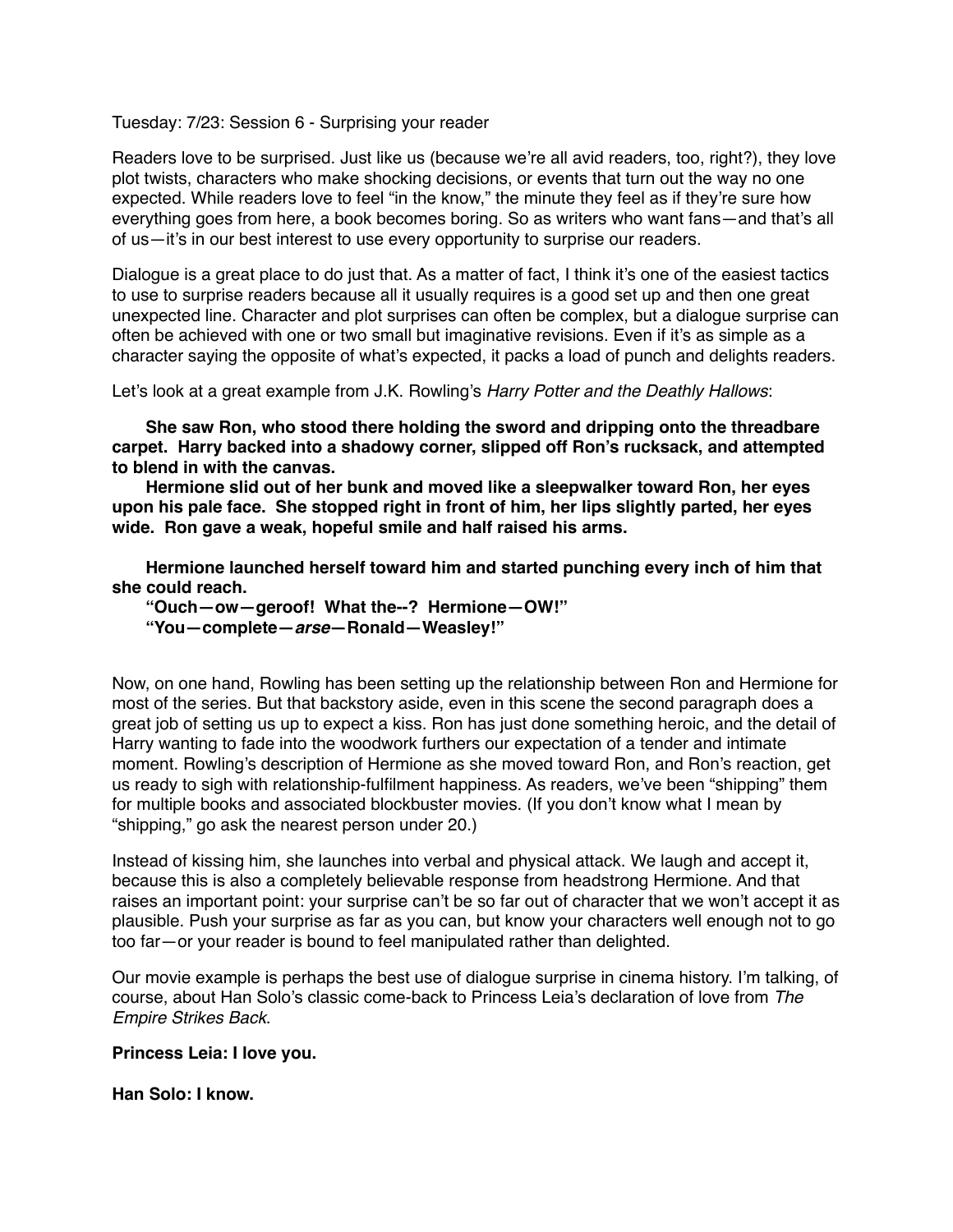Tuesday: 7/23: Session 6 - Surprising your reader

Readers love to be surprised. Just like us (because we're all avid readers, too, right?), they love plot twists, characters who make shocking decisions, or events that turn out the way no one expected. While readers love to feel "in the know," the minute they feel as if they're sure how everything goes from here, a book becomes boring. So as writers who want fans—and that's all of us—it's in our best interest to use every opportunity to surprise our readers.

Dialogue is a great place to do just that. As a matter of fact, I think it's one of the easiest tactics to use to surprise readers because all it usually requires is a good set up and then one great unexpected line. Character and plot surprises can often be complex, but a dialogue surprise can often be achieved with one or two small but imaginative revisions. Even if it's as simple as a character saying the opposite of what's expected, it packs a load of punch and delights readers.

Let's look at a great example from J.K. Rowling's *Harry Potter and the Deathly Hallows*:

> **She saw Ron, who stood there holding the sword and dripping onto the threadbare carpet. Harry backed into a shadowy corner, slipped off Ron's rucksack, and attempted to blend in with the canvas.**
>
> **Hermione slid out of her bunk and moved like a sleepwalker toward Ron, her eyes upon his pale face. She stopped right in front of him, her lips slightly parted, her eyes wide. Ron gave a weak, hopeful smile and half raised his arms.**
>
> **Hermione launched herself toward him and started punching every inch of him that she could reach.**
>
> **"Ouch—ow—geroof! What the--? Hermione—OW!"**
>
> **"You—complete—*arse*—Ronald—Weasley!"**

Now, on one hand, Rowling has been setting up the relationship between Ron and Hermione for most of the series. But that backstory aside, even in this scene the second paragraph does a great job of setting us up to expect a kiss. Ron has just done something heroic, and the detail of Harry wanting to fade into the woodwork furthers our expectation of a tender and intimate moment. Rowling's description of Hermione as she moved toward Ron, and Ron's reaction, get us ready to sigh with relationship-fulfilment happiness. As readers, we've been "shipping" them for multiple books and associated blockbuster movies. (If you don't know what I mean by "shipping," go ask the nearest person under 20.)

Instead of kissing him, she launches into verbal and physical attack. We laugh and accept it, because this is also a completely believable response from headstrong Hermione. And that raises an important point: your surprise can't be so far out of character that we won't accept it as plausible. Push your surprise as far as you can, but know your characters well enough not to go too far—or your reader is bound to feel manipulated rather than delighted.

Our movie example is perhaps the best use of dialogue surprise in cinema history. I'm talking, of course, about Han Solo's classic come-back to Princess Leia's declaration of love from *The Empire Strikes Back*.

**Princess Leia: I love you.**

**Han Solo: I know.**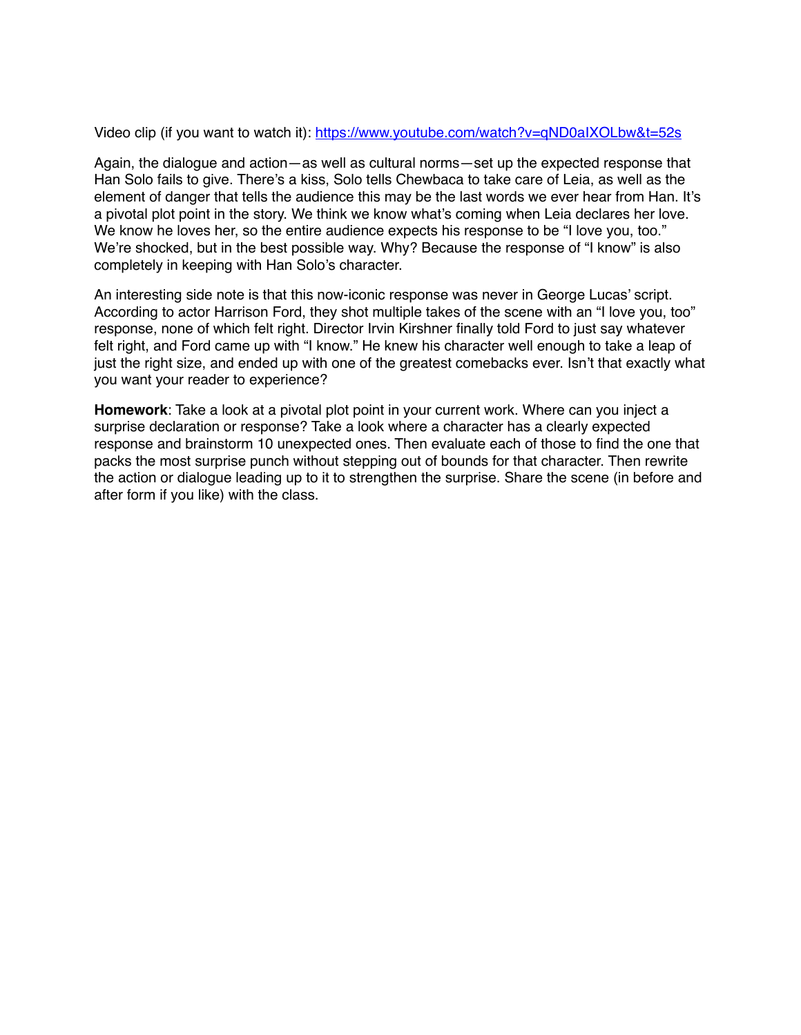Video clip (if you want to watch it): [https://www.youtube.com/watch?v=qND0aIXOLbw&t=52s](https://www.youtube.com/watch?v=qND0aIXOLbw&t=52s)

Again, the dialogue and action—as well as cultural norms—set up the expected response that Han Solo fails to give. There's a kiss, Solo tells Chewbaca to take care of Leia, as well as the element of danger that tells the audience this may be the last words we ever hear from Han. It's a pivotal plot point in the story. We think we know what's coming when Leia declares her love. We know he loves her, so the entire audience expects his response to be "I love you, too." We're shocked, but in the best possible way. Why? Because the response of "I know" is also completely in keeping with Han Solo's character.

An interesting side note is that this now-iconic response was never in George Lucas' script. According to actor Harrison Ford, they shot multiple takes of the scene with an "I love you, too" response, none of which felt right. Director Irvin Kirshner finally told Ford to just say whatever felt right, and Ford came up with "I know." He knew his character well enough to take a leap of just the right size, and ended up with one of the greatest comebacks ever. Isn't that exactly what you want your reader to experience?

**Homework**: Take a look at a pivotal plot point in your current work. Where can you inject a surprise declaration or response? Take a look where a character has a clearly expected response and brainstorm 10 unexpected ones. Then evaluate each of those to find the one that packs the most surprise punch without stepping out of bounds for that character. Then rewrite the action or dialogue leading up to it to strengthen the surprise. Share the scene (in before and after form if you like) with the class.